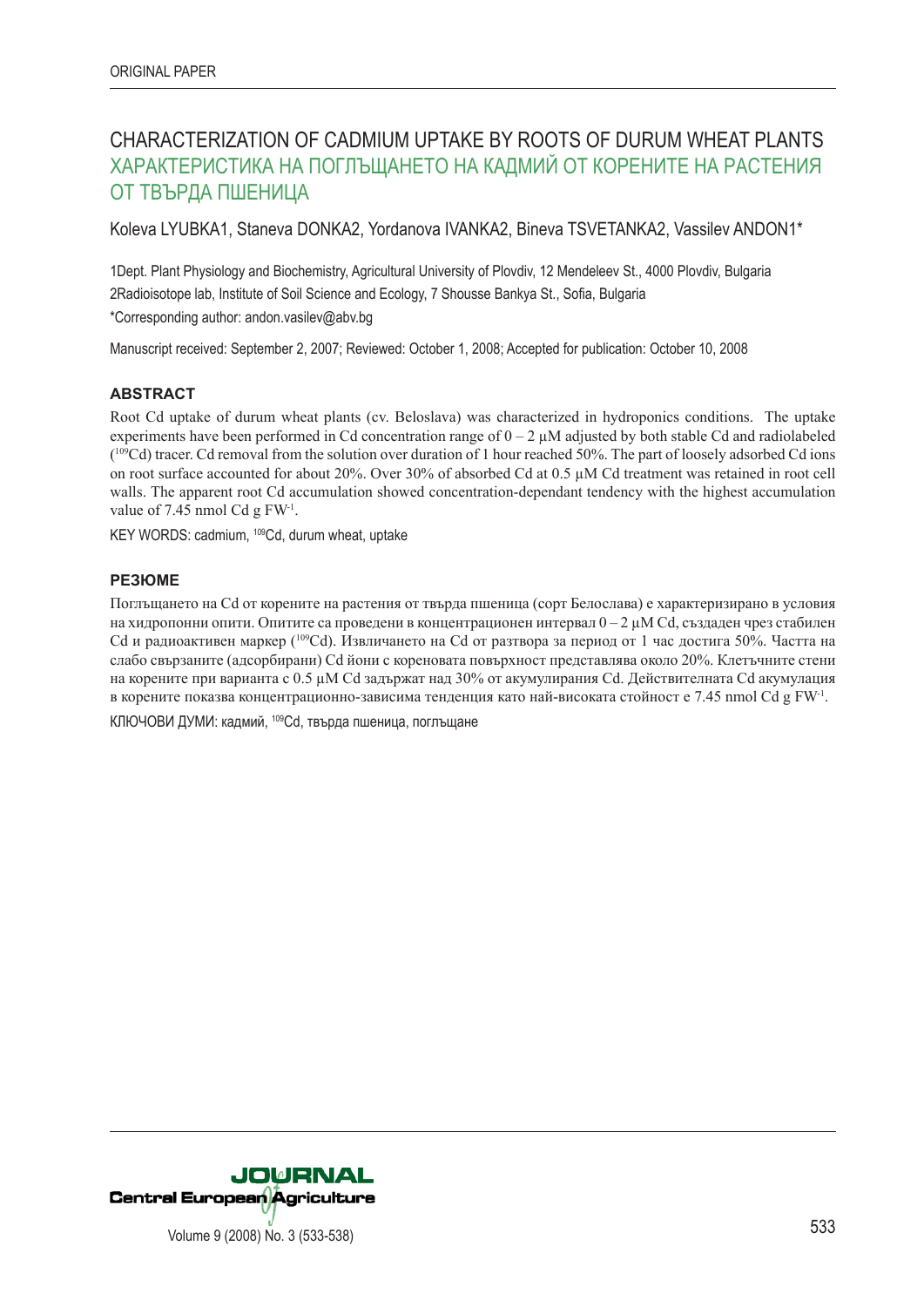ORIGINAL PAPER

# CHARACTERIZATION OF CADMIUM UPTAKE BY ROOTS OF DURUM WHEAT PLANTS

# ХАРАКТЕРИСТИКА НА ПОГЛЪЩАНЕТО НА КАДМИЙ ОТ КОРЕНИТЕ НА РАСТЕНИЯ ОТ ТВЪРДА ПШЕНИЦА

Koleva LYUBKA1, Staneva DONKA2, Yordanova IVANKA2, Bineva TSVETANKA2, Vassilev ANDON1*

1Dept. Plant Physiology and Biochemistry, Agricultural University of Plovdiv, 12 Mendeleev St., 4000 Plovdiv, Bulgaria
2Radioisotope lab, Institute of Soil Science and Ecology, 7 Shousse Bankya St., Sofia, Bulgaria
*Corresponding author: andon.vasilev@abv.bg

Manuscript received: September 2, 2007; Reviewed: October 1, 2008; Accepted for publication: October 10, 2008

## ABSTRACT

Root Cd uptake of durum wheat plants (cv. Beloslava) was characterized in hydroponics conditions. The uptake experiments have been performed in Cd concentration range of 0 – 2 µM adjusted by both stable Cd and radiolabeled ($^{109}$Cd) tracer. Cd removal from the solution over duration of 1 hour reached 50%. The part of loosely adsorbed Cd ions on root surface accounted for about 20%. Over 30% of absorbed Cd at 0.5 µM Cd treatment was retained in root cell walls. The apparent root Cd accumulation showed concentration-dependant tendency with the highest accumulation value of 7.45 nmol Cd g FW$^{-1}$.

KEY WORDS: cadmium, $^{109}$Cd, durum wheat, uptake

## РЕЗЮМЕ

Поглъщането на Cd от корените на растения от твърда пшеница (сорт Белослава) е характеризирано в условия на хидропонни опити. Опитите са проведени в концентрационен интервал 0 – 2 µM Cd, създаден чрез стабилен Cd и радиоактивен маркер ($^{109}$Cd). Извличането на Cd от разтвора за период от 1 час достига 50%. Частта на слабо свързаните (адсорбирани) Cd йони с кореновата повърхност представлява около 20%. Клетъчните стени на корените при варианта с 0.5 µM Cd задържат над 30% от акумулирания Cd. Действителната Cd акумулация в корените показва концентрационно-зависима тенденция като най-високата стойност е 7.45 nmol Cd g FW$^{-1}$.

КЛЮЧОВИ ДУМИ: кадмий, $^{109}$Cd, твърда пшеница, поглъщане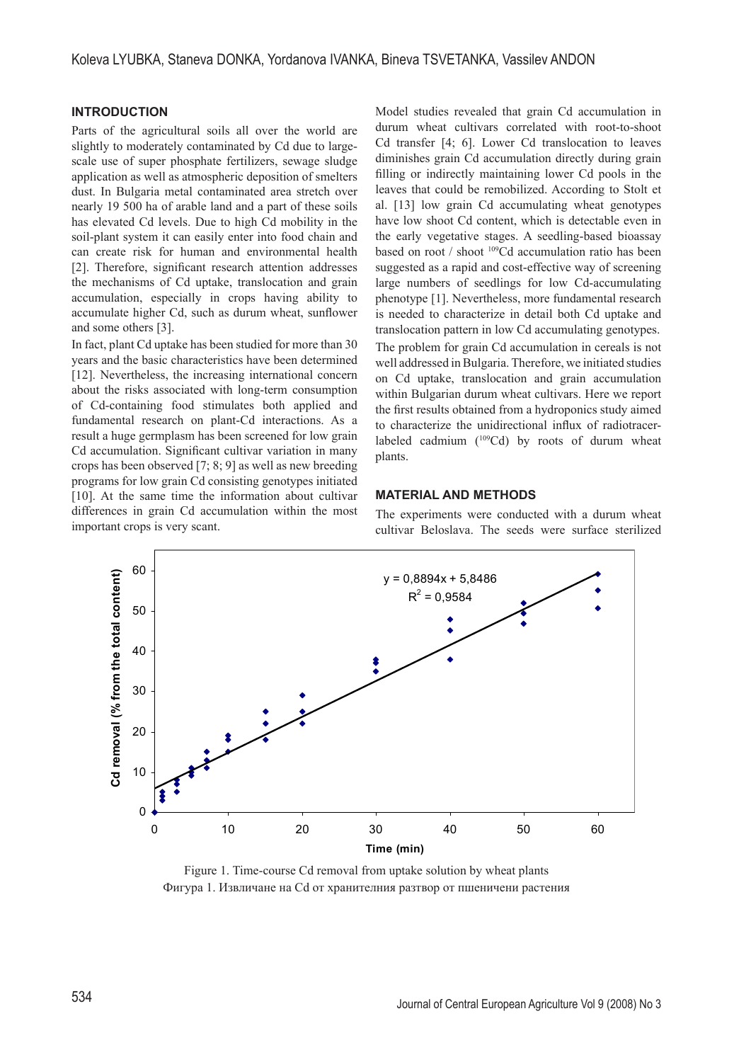## INTRODUCTION

Parts of the agricultural soils all over the world are slightly to moderately contaminated by Cd due to large-scale use of super phosphate fertilizers, sewage sludge application as well as atmospheric deposition of smelters dust. In Bulgaria metal contaminated area stretch over nearly 19 500 ha of arable land and a part of these soils has elevated Cd levels. Due to high Cd mobility in the soil-plant system it can easily enter into food chain and can create risk for human and environmental health [2]. Therefore, significant research attention addresses the mechanisms of Cd uptake, translocation and grain accumulation, especially in crops having ability to accumulate higher Cd, such as durum wheat, sunflower and some others [3].

In fact, plant Cd uptake has been studied for more than 30 years and the basic characteristics have been determined [12]. Nevertheless, the increasing international concern about the risks associated with long-term consumption of Cd-containing food stimulates both applied and fundamental research on plant-Cd interactions. As a result a huge germplasm has been screened for low grain Cd accumulation. Significant cultivar variation in many crops has been observed [7; 8; 9] as well as new breeding programs for low grain Cd consisting genotypes initiated [10]. At the same time the information about cultivar differences in grain Cd accumulation within the most important crops is very scant.

Model studies revealed that grain Cd accumulation in durum wheat cultivars correlated with root-to-shoot Cd transfer [4; 6]. Lower Cd translocation to leaves diminishes grain Cd accumulation directly during grain filling or indirectly maintaining lower Cd pools in the leaves that could be remobilized. According to Stolt et al. [13] low grain Cd accumulating wheat genotypes have low shoot Cd content, which is detectable even in the early vegetative stages. A seedling-based bioassay based on root / shoot $^{109}$Cd accumulation ratio has been suggested as a rapid and cost-effective way of screening large numbers of seedlings for low Cd-accumulating phenotype [1]. Nevertheless, more fundamental research is needed to characterize in detail both Cd uptake and translocation pattern in low Cd accumulating genotypes.

The problem for grain Cd accumulation in cereals is not well addressed in Bulgaria. Therefore, we initiated studies on Cd uptake, translocation and grain accumulation within Bulgarian durum wheat cultivars. Here we report the first results obtained from a hydroponics study aimed to characterize the unidirectional influx of radiotracer-labeled cadmium ($^{109}$Cd) by roots of durum wheat plants.

## MATERIAL AND METHODS

The experiments were conducted with a durum wheat cultivar Beloslava. The seeds were surface sterilized

$y = 0,8894x + 5,8486$
$R^2 = 0,9584$

Figure 1. Time-course Cd removal from uptake solution by wheat plants
Фигура 1. Извличане на Cd от хранителния разтвор от пшеничени растения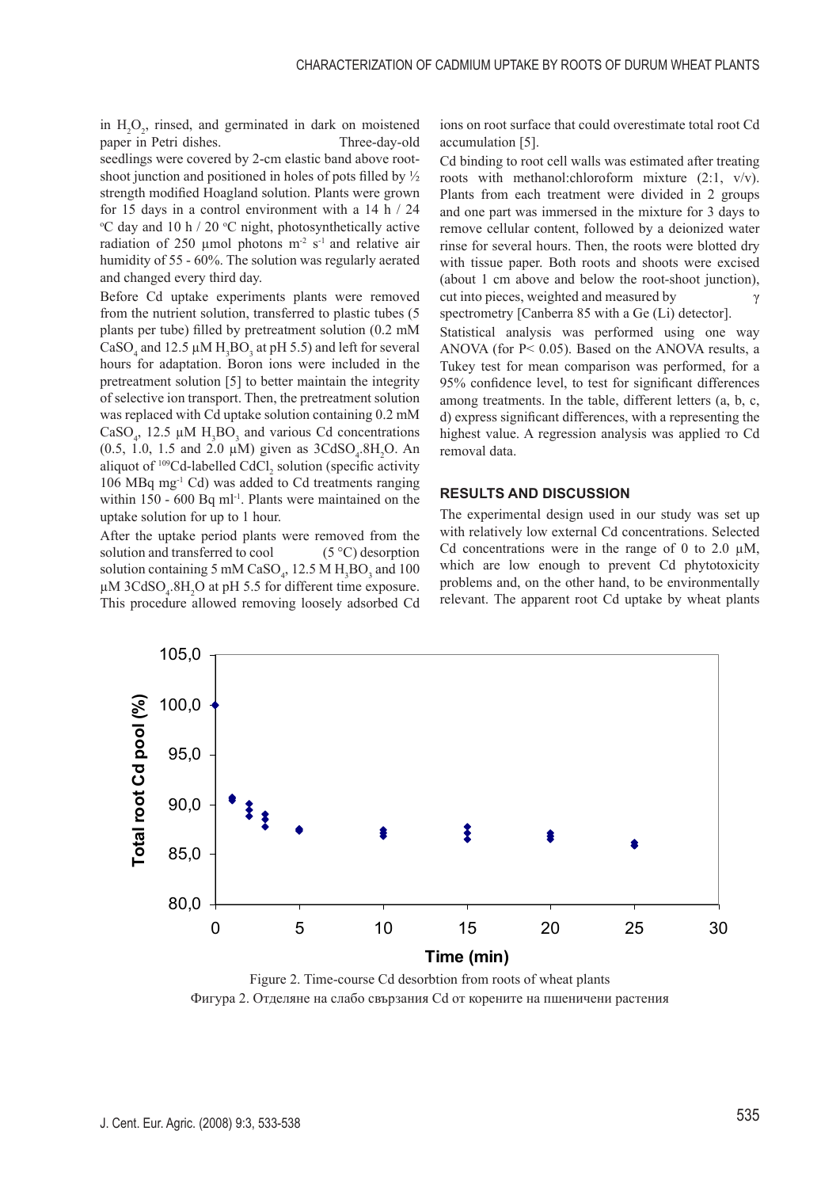in $H_2O_2$, rinsed, and germinated in dark on moistened paper in Petri dishes. Three-day-old seedlings were covered by 2-cm elastic band above root-shoot junction and positioned in holes of pots filled by ½ strength modified Hoagland solution. Plants were grown for 15 days in a control environment with a 14 h / 24 °C day and 10 h / 20 °C night, photosynthetically active radiation of 250 µmol photons $m^{-2}$ $s^{-1}$ and relative air humidity of 55 - 60%. The solution was regularly aerated and changed every third day.

Before Cd uptake experiments plants were removed from the nutrient solution, transferred to plastic tubes (5 plants per tube) filled by pretreatment solution (0.2 mM $CaSO_4$ and 12.5 µM $H_3BO_3$ at pH 5.5) and left for several hours for adaptation. Boron ions were included in the pretreatment solution [5] to better maintain the integrity of selective ion transport. Then, the pretreatment solution was replaced with Cd uptake solution containing 0.2 mM $CaSO_4$, 12.5 µM $H_3BO_3$ and various Cd concentrations (0.5, 1.0, 1.5 and 2.0 µM) given as $3CdSO_4.8H_2O$. An aliquot of $^{109}$Cd-labelled $CdCl_2$ solution (specific activity 106 MBq $mg^{-1}$ Cd) was added to Cd treatments ranging within 150 - 600 Bq $ml^{-1}$. Plants were maintained on the uptake solution for up to 1 hour.

After the uptake period plants were removed from the solution and transferred to cool (5 °C) desorption solution containing 5 mM $CaSO_4$, 12.5 M $H_3BO_3$ and 100 µM $3CdSO_4.8H_2O$ at pH 5.5 for different time exposure. This procedure allowed removing loosely adsorbed Cd ions on root surface that could overestimate total root Cd accumulation [5].

Cd binding to root cell walls was estimated after treating roots with methanol:chloroform mixture (2:1, v/v). Plants from each treatment were divided in 2 groups and one part was immersed in the mixture for 3 days to remove cellular content, followed by a deionized water rinse for several hours. Then, the roots were blotted dry with tissue paper. Both roots and shoots were excised (about 1 cm above and below the root-shoot junction), cut into pieces, weighted and measured by γ spectrometry [Canberra 85 with a Ge (Li) detector].

Statistical analysis was performed using one way ANOVA (for $P < 0.05$). Based on the ANOVA results, a Tukey test for mean comparison was performed, for a 95% confidence level, to test for significant differences among treatments. In the table, different letters (a, b, c, d) express significant differences, with a representing the highest value. A regression analysis was applied то Cd removal data.

## RESULTS AND DISCUSSION

The experimental design used in our study was set up with relatively low external Cd concentrations. Selected Cd concentrations were in the range of 0 to 2.0 µM, which are low enough to prevent Cd phytotoxicity problems and, on the other hand, to be environmentally relevant. The apparent root Cd uptake by wheat plants

Figure 2. Time-course Cd desorbtion from roots of wheat plants

Фигура 2. Отделяне на слабо свързания Cd от корените на пшеничени растения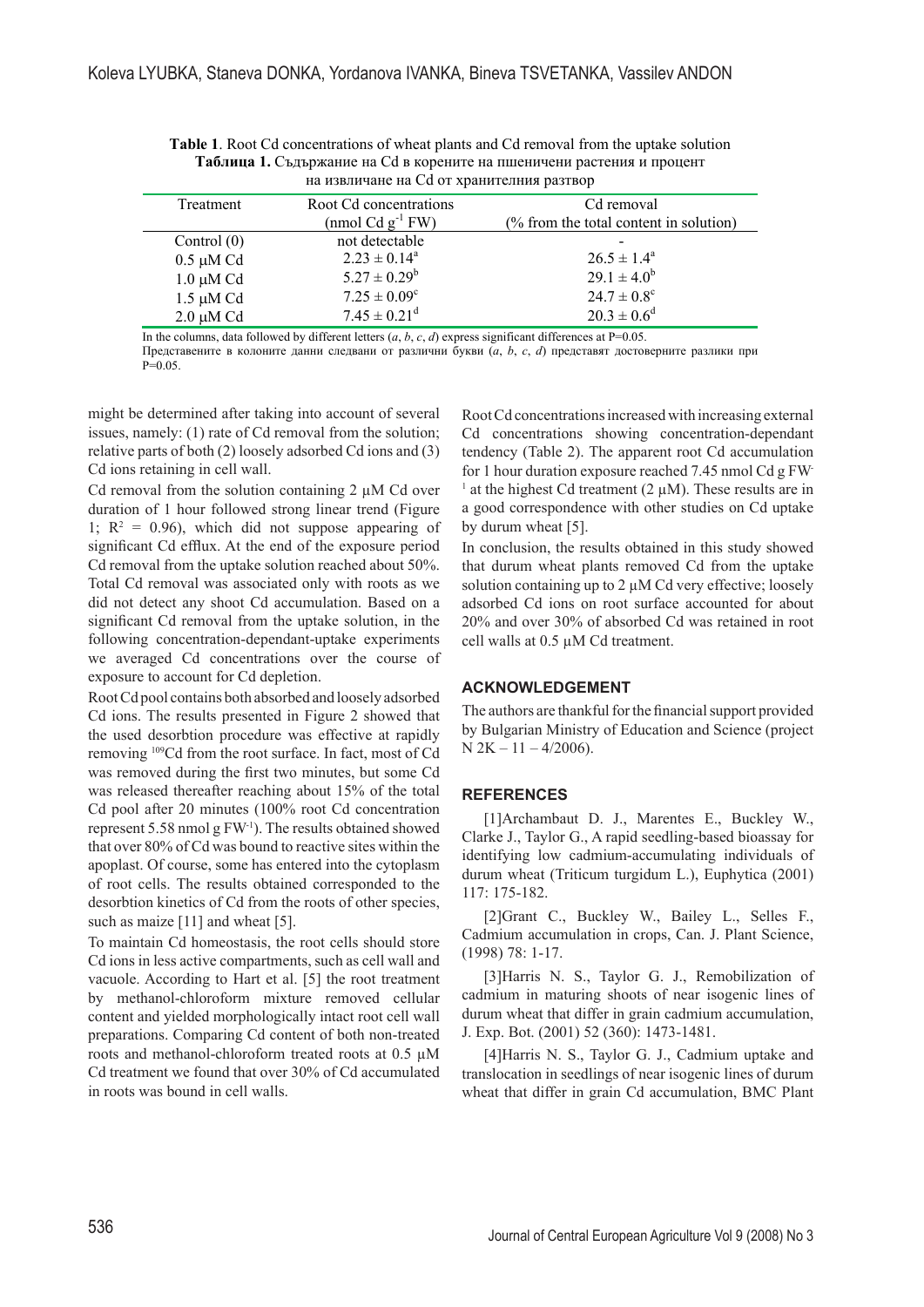**Table 1**. Root Cd concentrations of wheat plants and Cd removal from the uptake solution
**Таблица 1.** Съдържание на Cd в корените на пшеничени растения и процент на извличане на Cd от хранителния разтвор

| Treatment | Root Cd concentrations (nmol Cd $g^{-1}$ FW) | Cd removal (% from the total content in solution) |
|---|---|---|
| Control (0) | not detectable | - |
| 0.5 μM Cd | $2.23 \pm 0.14^a$ | $26.5 \pm 1.4^a$ |
| 1.0 μM Cd | $5.27 \pm 0.29^b$ | $29.1 \pm 4.0^b$ |
| 1.5 μM Cd | $7.25 \pm 0.09^c$ | $24.7 \pm 0.8^c$ |
| 2.0 μM Cd | $7.45 \pm 0.21^d$ | $20.3 \pm 0.6^d$ |

In the columns, data followed by different letters (*a*, *b*, *c*, *d*) express significant differences at P=0.05.
Представените в колоните данни следвани от различни букви (*a*, *b*, *c*, *d*) представят достоверните разлики при P=0.05.

might be determined after taking into account of several issues, namely: (1) rate of Cd removal from the solution; relative parts of both (2) loosely adsorbed Cd ions and (3) Cd ions retaining in cell wall.

Cd removal from the solution containing 2 μM Cd over duration of 1 hour followed strong linear trend (Figure 1; $R^2$ = 0.96), which did not suppose appearing of significant Cd efflux. At the end of the exposure period Cd removal from the uptake solution reached about 50%. Total Cd removal was associated only with roots as we did not detect any shoot Cd accumulation. Based on a significant Cd removal from the uptake solution, in the following concentration-dependant-uptake experiments we averaged Cd concentrations over the course of exposure to account for Cd depletion.

Root Cd pool contains both absorbed and loosely adsorbed Cd ions. The results presented in Figure 2 showed that the used desorbtion procedure was effective at rapidly removing $^{109}$Cd from the root surface. In fact, most of Cd was removed during the first two minutes, but some Cd was released thereafter reaching about 15% of the total Cd pool after 20 minutes (100% root Cd concentration represent 5.58 nmol g $FW^{-1}$). The results obtained showed that over 80% of Cd was bound to reactive sites within the apoplast. Of course, some has entered into the cytoplasm of root cells. The results obtained corresponded to the desorbtion kinetics of Cd from the roots of other species, such as maize [11] and wheat [5].

To maintain Cd homeostasis, the root cells should store Cd ions in less active compartments, such as cell wall and vacuole. According to Hart et al. [5] the root treatment by methanol-chloroform mixture removed cellular content and yielded morphologically intact root cell wall preparations. Comparing Cd content of both non-treated roots and methanol-chloroform treated roots at 0.5 μM Cd treatment we found that over 30% of Cd accumulated in roots was bound in cell walls.

Root Cd concentrations increased with increasing external Cd concentrations showing concentration-dependant tendency (Table 2). The apparent root Cd accumulation for 1 hour duration exposure reached 7.45 nmol Cd g $FW^{-1}$ at the highest Cd treatment (2 μM). These results are in a good correspondence with other studies on Cd uptake by durum wheat [5].

In conclusion, the results obtained in this study showed that durum wheat plants removed Cd from the uptake solution containing up to 2 μM Cd very effective; loosely adsorbed Cd ions on root surface accounted for about 20% and over 30% of absorbed Cd was retained in root cell walls at 0.5 μM Cd treatment.

## ACKNOWLEDGEMENT

The authors are thankful for the financial support provided by Bulgarian Ministry of Education and Science (project N 2K – 11 – 4/2006).

## REFERENCES

[1] Archambaut D. J., Marentes E., Buckley W., Clarke J., Taylor G., A rapid seedling-based bioassay for identifying low cadmium-accumulating individuals of durum wheat (Triticum turgidum L.), Euphytica (2001) 117: 175-182.

[2] Grant C., Buckley W., Bailey L., Selles F., Cadmium accumulation in crops, Can. J. Plant Science, (1998) 78: 1-17.

[3] Harris N. S., Taylor G. J., Remobilization of cadmium in maturing shoots of near isogenic lines of durum wheat that differ in grain cadmium accumulation, J. Exp. Bot. (2001) 52 (360): 1473-1481.

[4] Harris N. S., Taylor G. J., Cadmium uptake and translocation in seedlings of near isogenic lines of durum wheat that differ in grain Cd accumulation, BMC Plant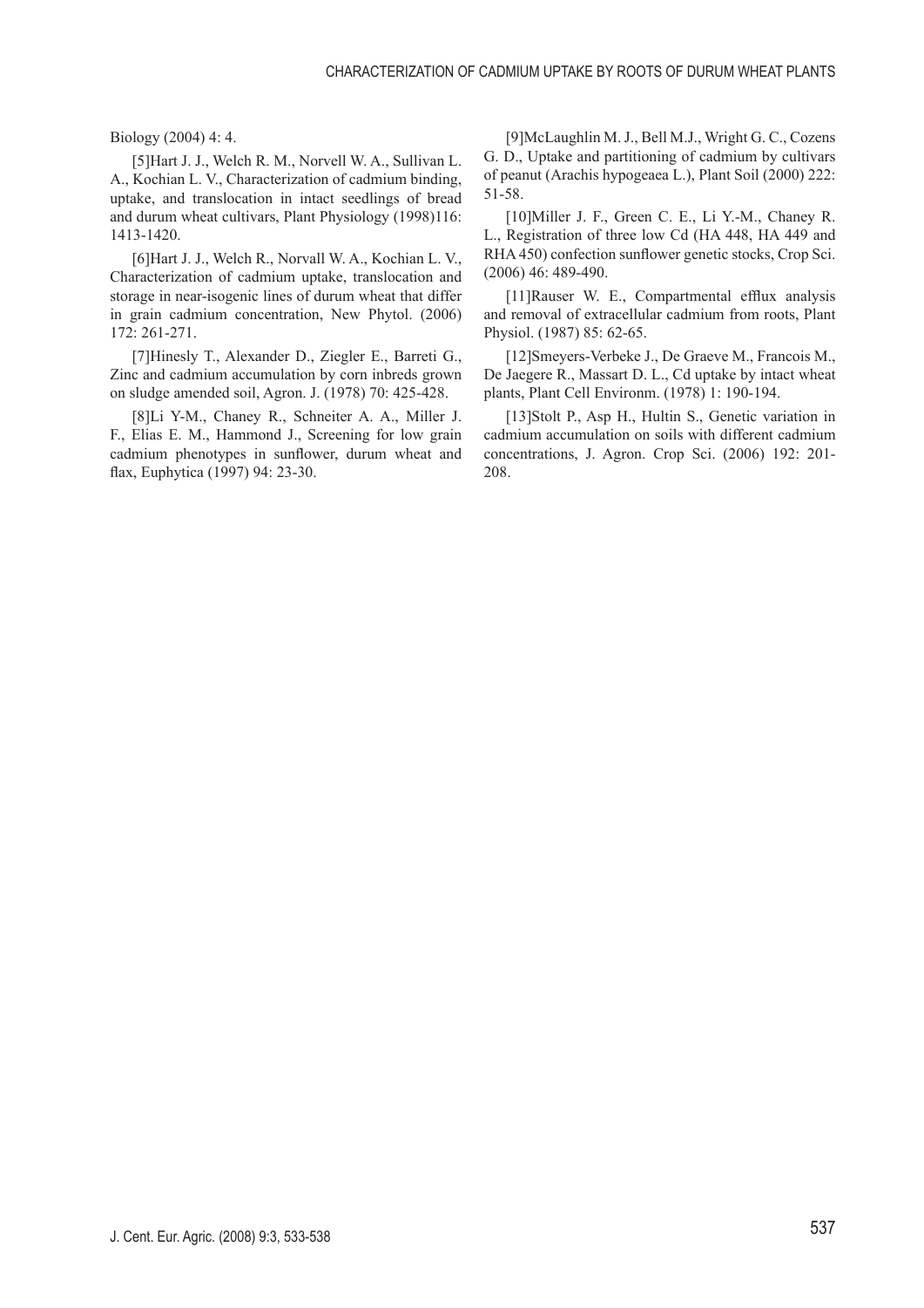Biology (2004) 4: 4.

[5]Hart J. J., Welch R. M., Norvell W. A., Sullivan L. A., Kochian L. V., Characterization of cadmium binding, uptake, and translocation in intact seedlings of bread and durum wheat cultivars, Plant Physiology (1998)116: 1413-1420.

[6]Hart J. J., Welch R., Norvall W. A., Kochian L. V., Characterization of cadmium uptake, translocation and storage in near-isogenic lines of durum wheat that differ in grain cadmium concentration, New Phytol. (2006) 172: 261-271.

[7]Hinesly T., Alexander D., Ziegler E., Barreti G., Zinc and cadmium accumulation by corn inbreds grown on sludge amended soil, Agron. J. (1978) 70: 425-428.

[8]Li Y-M., Chaney R., Schneiter A. A., Miller J. F., Elias E. M., Hammond J., Screening for low grain cadmium phenotypes in sunflower, durum wheat and flax, Euphytica (1997) 94: 23-30.

[9]McLaughlin M. J., Bell M.J., Wright G. C., Cozens G. D., Uptake and partitioning of cadmium by cultivars of peanut (Arachis hypogeaea L.), Plant Soil (2000) 222: 51-58.

[10]Miller J. F., Green C. E., Li Y.-M., Chaney R. L., Registration of three low Cd (HA 448, HA 449 and RHA 450) confection sunflower genetic stocks, Crop Sci. (2006) 46: 489-490.

[11]Rauser W. E., Compartmental efflux analysis and removal of extracellular cadmium from roots, Plant Physiol. (1987) 85: 62-65.

[12]Smeyers-Verbeke J., De Graeve M., Francois M., De Jaegere R., Massart D. L., Cd uptake by intact wheat plants, Plant Cell Environm. (1978) 1: 190-194.

[13]Stolt P., Asp H., Hultin S., Genetic variation in cadmium accumulation on soils with different cadmium concentrations, J. Agron. Crop Sci. (2006) 192: 201-208.